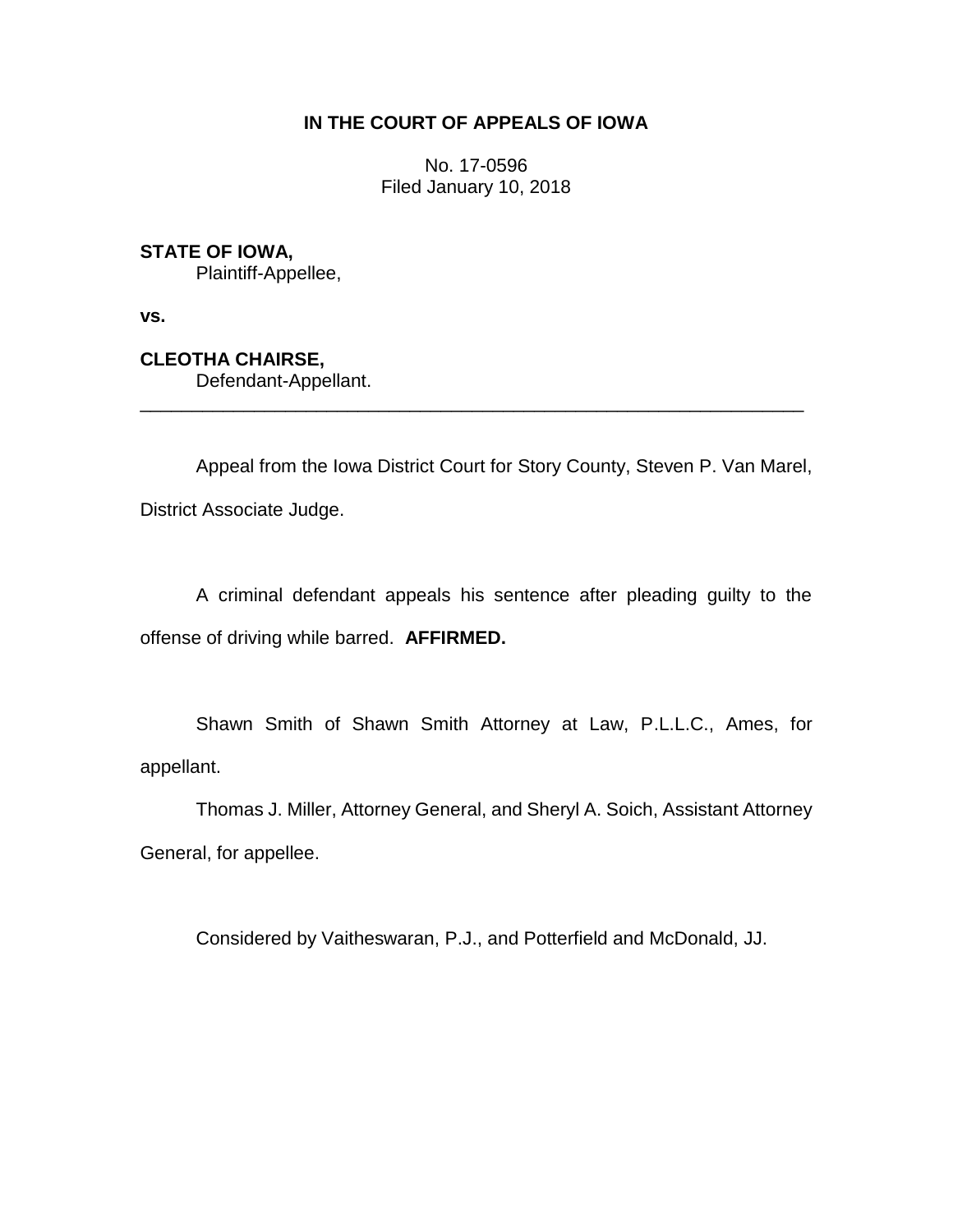**IN THE COURT OF APPEALS OF IOWA**

No. 17-0596
Filed January 10, 2018

**STATE OF IOWA,**
Plaintiff-Appellee,

**vs.**

**CLEOTHA CHAIRSE,**
Defendant-Appellant.

---

Appeal from the Iowa District Court for Story County, Steven P. Van Marel, District Associate Judge.

A criminal defendant appeals his sentence after pleading guilty to the offense of driving while barred. **AFFIRMED.**

Shawn Smith of Shawn Smith Attorney at Law, P.L.L.C., Ames, for appellant.

Thomas J. Miller, Attorney General, and Sheryl A. Soich, Assistant Attorney General, for appellee.

Considered by Vaitheswaran, P.J., and Potterfield and McDonald, JJ.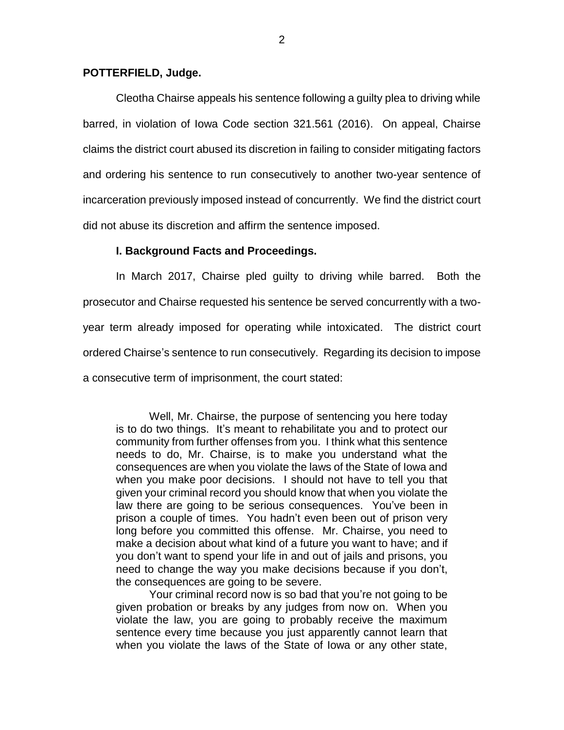**POTTERFIELD, Judge.**

Cleotha Chairse appeals his sentence following a guilty plea to driving while barred, in violation of Iowa Code section 321.561 (2016). On appeal, Chairse claims the district court abused its discretion in failing to consider mitigating factors and ordering his sentence to run consecutively to another two-year sentence of incarceration previously imposed instead of concurrently. We find the district court did not abuse its discretion and affirm the sentence imposed.

**I. Background Facts and Proceedings.**

In March 2017, Chairse pled guilty to driving while barred. Both the prosecutor and Chairse requested his sentence be served concurrently with a two-year term already imposed for operating while intoxicated. The district court ordered Chairse's sentence to run consecutively. Regarding its decision to impose a consecutive term of imprisonment, the court stated:

> Well, Mr. Chairse, the purpose of sentencing you here today is to do two things. It's meant to rehabilitate you and to protect our community from further offenses from you. I think what this sentence needs to do, Mr. Chairse, is to make you understand what the consequences are when you violate the laws of the State of Iowa and when you make poor decisions. I should not have to tell you that given your criminal record you should know that when you violate the law there are going to be serious consequences. You've been in prison a couple of times. You hadn't even been out of prison very long before you committed this offense. Mr. Chairse, you need to make a decision about what kind of a future you want to have; and if you don't want to spend your life in and out of jails and prisons, you need to change the way you make decisions because if you don't, the consequences are going to be severe.
>
> Your criminal record now is so bad that you're not going to be given probation or breaks by any judges from now on. When you violate the law, you are going to probably receive the maximum sentence every time because you just apparently cannot learn that when you violate the laws of the State of Iowa or any other state,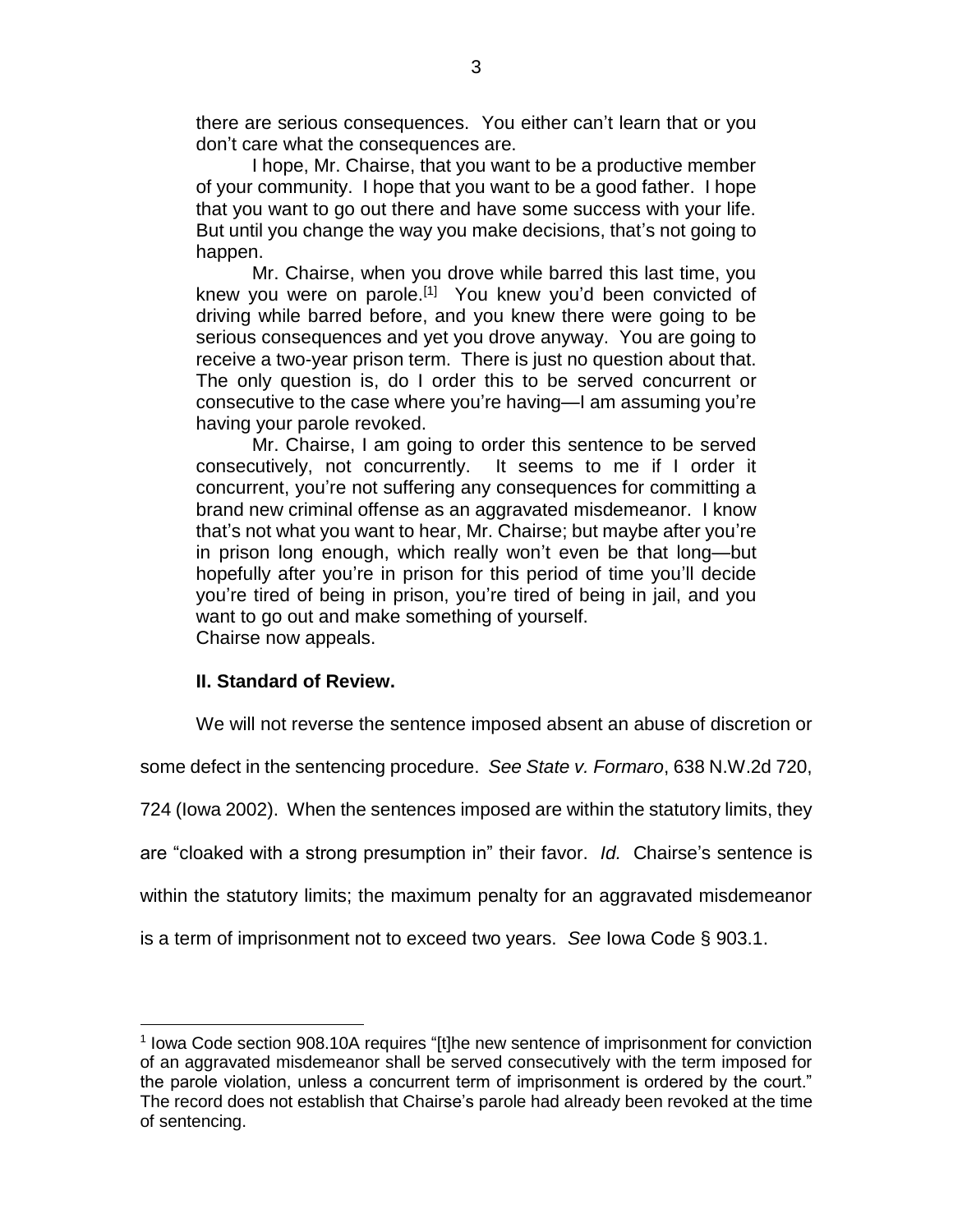> there are serious consequences. You either can't learn that or you don't care what the consequences are.
>
> I hope, Mr. Chairse, that you want to be a productive member of your community. I hope that you want to be a good father. I hope that you want to go out there and have some success with your life. But until you change the way you make decisions, that's not going to happen.
>
> Mr. Chairse, when you drove while barred this last time, you knew you were on parole.[1] You knew you'd been convicted of driving while barred before, and you knew there were going to be serious consequences and yet you drove anyway. You are going to receive a two-year prison term. There is just no question about that. The only question is, do I order this to be served concurrent or consecutive to the case where you're having—I am assuming you're having your parole revoked.
>
> Mr. Chairse, I am going to order this sentence to be served consecutively, not concurrently. It seems to me if I order it concurrent, you're not suffering any consequences for committing a brand new criminal offense as an aggravated misdemeanor. I know that's not what you want to hear, Mr. Chairse; but maybe after you're in prison long enough, which really won't even be that long—but hopefully after you're in prison for this period of time you'll decide you're tired of being in prison, you're tired of being in jail, and you want to go out and make something of yourself.

Chairse now appeals.

**II. Standard of Review.**

We will not reverse the sentence imposed absent an abuse of discretion or some defect in the sentencing procedure. *See State v. Formaro*, 638 N.W.2d 720, 724 (Iowa 2002). When the sentences imposed are within the statutory limits, they are "cloaked with a strong presumption in" their favor. *Id.* Chairse's sentence is within the statutory limits; the maximum penalty for an aggravated misdemeanor is a term of imprisonment not to exceed two years. *See* Iowa Code § 903.1.

---

[1] Iowa Code section 908.10A requires "[t]he new sentence of imprisonment for conviction of an aggravated misdemeanor shall be served consecutively with the term imposed for the parole violation, unless a concurrent term of imprisonment is ordered by the court." The record does not establish that Chairse's parole had already been revoked at the time of sentencing.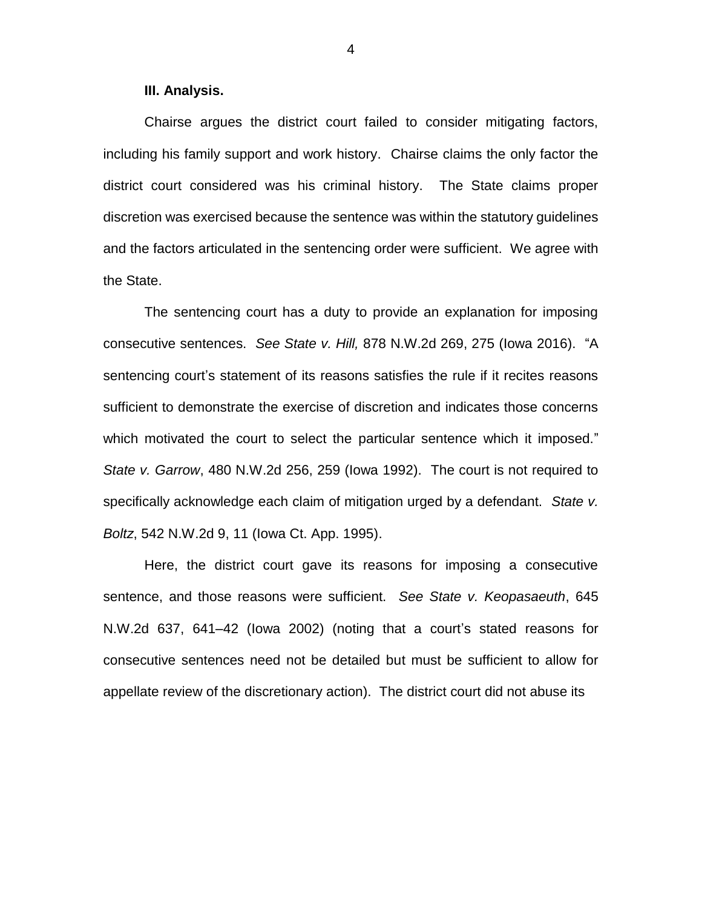**III. Analysis.**

Chairse argues the district court failed to consider mitigating factors, including his family support and work history. Chairse claims the only factor the district court considered was his criminal history. The State claims proper discretion was exercised because the sentence was within the statutory guidelines and the factors articulated in the sentencing order were sufficient. We agree with the State.

The sentencing court has a duty to provide an explanation for imposing consecutive sentences. *See State v. Hill,* 878 N.W.2d 269, 275 (Iowa 2016). "A sentencing court's statement of its reasons satisfies the rule if it recites reasons sufficient to demonstrate the exercise of discretion and indicates those concerns which motivated the court to select the particular sentence which it imposed." *State v. Garrow*, 480 N.W.2d 256, 259 (Iowa 1992). The court is not required to specifically acknowledge each claim of mitigation urged by a defendant. *State v. Boltz*, 542 N.W.2d 9, 11 (Iowa Ct. App. 1995).

Here, the district court gave its reasons for imposing a consecutive sentence, and those reasons were sufficient. *See State v. Keopasaeuth*, 645 N.W.2d 637, 641–42 (Iowa 2002) (noting that a court's stated reasons for consecutive sentences need not be detailed but must be sufficient to allow for appellate review of the discretionary action). The district court did not abuse its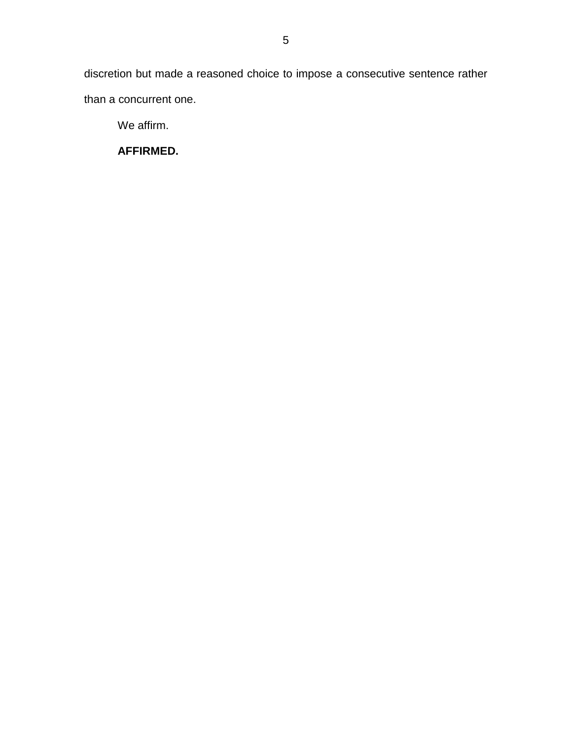discretion but made a reasoned choice to impose a consecutive sentence rather than a concurrent one.

We affirm.

**AFFIRMED.**